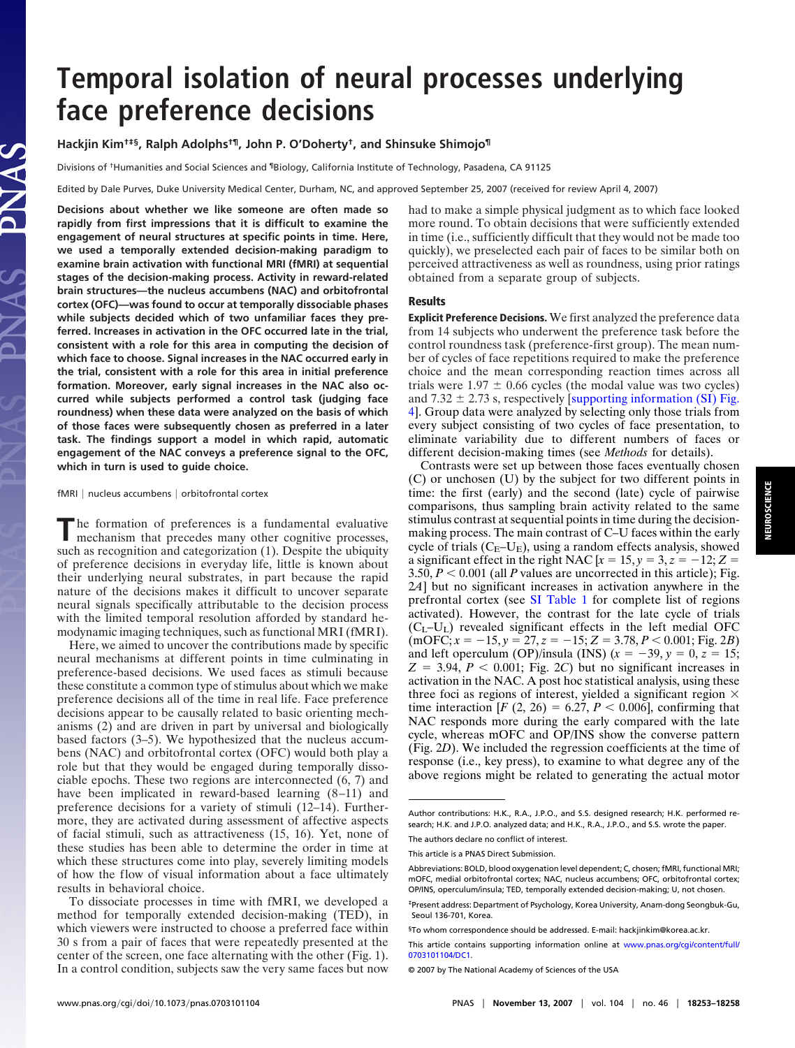# Temporal isolation of neural processes underlying face preference decisions

**Hackjin Kim[†‡§], Ralph Adolphs[†¶], John P. O'Doherty[†], and Shinsuke Shimojo[¶]**

Divisions of [†]Humanities and Social Sciences and [¶]Biology, California Institute of Technology, Pasadena, CA 91125

Edited by Dale Purves, Duke University Medical Center, Durham, NC, and approved September 25, 2007 (received for review April 4, 2007)

**Decisions about whether we like someone are often made so rapidly from first impressions that it is difficult to examine the engagement of neural structures at specific points in time. Here, we used a temporally extended decision-making paradigm to examine brain activation with functional MRI (fMRI) at sequential stages of the decision-making process. Activity in reward-related brain structures—the nucleus accumbens (NAC) and orbitofrontal cortex (OFC)—was found to occur at temporally dissociable phases while subjects decided which of two unfamiliar faces they preferred. Increases in activation in the OFC occurred late in the trial, consistent with a role for this area in computing the decision of which face to choose. Signal increases in the NAC occurred early in the trial, consistent with a role for this area in initial preference formation. Moreover, early signal increases in the NAC also occurred while subjects performed a control task (judging face roundness) when these data were analyzed on the basis of which of those faces were subsequently chosen as preferred in a later task. The findings support a model in which rapid, automatic engagement of the NAC conveys a preference signal to the OFC, which in turn is used to guide choice.**

fMRI | nucleus accumbens | orbitofrontal cortex

The formation of preferences is a fundamental evaluative mechanism that precedes many other cognitive processes, such as recognition and categorization (1). Despite the ubiquity of preference decisions in everyday life, little is known about their underlying neural substrates, in part because the rapid nature of the decisions makes it difficult to uncover separate neural signals specifically attributable to the decision process with the limited temporal resolution afforded by standard hemodynamic imaging techniques, such as functional MRI (fMRI).

Here, we aimed to uncover the contributions made by specific neural mechanisms at different points in time culminating in preference-based decisions. We used faces as stimuli because these constitute a common type of stimulus about which we make preference decisions all of the time in real life. Face preference decisions appear to be causally related to basic orienting mechanisms (2) and are driven in part by universal and biologically based factors (3–5). We hypothesized that the nucleus accumbens (NAC) and orbitofrontal cortex (OFC) would both play a role but that they would be engaged during temporally dissociable epochs. These two regions are interconnected (6, 7) and have been implicated in reward-based learning (8–11) and preference decisions for a variety of stimuli (12–14). Furthermore, they are activated during assessment of affective aspects of facial stimuli, such as attractiveness (15, 16). Yet, none of these studies has been able to determine the order in time at which these structures come into play, severely limiting models of how the flow of visual information about a face ultimately results in behavioral choice.

To dissociate processes in time with fMRI, we developed a method for temporally extended decision-making (TED), in which viewers were instructed to choose a preferred face within 30 s from a pair of faces that were repeatedly presented at the center of the screen, one face alternating with the other (Fig. 1). In a control condition, subjects saw the very same faces but now had to make a simple physical judgment as to which face looked more round. To obtain decisions that were sufficiently extended in time (i.e., sufficiently difficult that they would not be made too quickly), we preselected each pair of faces to be similar both on perceived attractiveness as well as roundness, using prior ratings obtained from a separate group of subjects.

## Results

**Explicit Preference Decisions.** We first analyzed the preference data from 14 subjects who underwent the preference task before the control roundness task (preference-first group). The mean number of cycles of face repetitions required to make the preference choice and the mean corresponding reaction times across all trials were 1.97 ± 0.66 cycles (the modal value was two cycles) and 7.32 ± 2.73 s, respectively [supporting information (SI) Fig. 4]. Group data were analyzed by selecting only those trials from every subject consisting of two cycles of face presentation, to eliminate variability due to different numbers of faces or different decision-making times (see *Methods* for details).

Contrasts were set up between those faces eventually chosen (C) or unchosen (U) by the subject for two different points in time: the first (early) and the second (late) cycle of pairwise comparisons, thus sampling brain activity related to the same stimulus contrast at sequential points in time during the decision-making process. The main contrast of C–U faces within the early cycle of trials ($C_E$–$U_E$), using a random effects analysis, showed a significant effect in the right NAC [$x = 15, y = 3, z = -12; Z = 3.50, P < 0.001$ (all $P$ values are uncorrected in this article); Fig. 2*A*] but no significant increases in activation anywhere in the prefrontal cortex (see SI Table 1 for complete list of regions activated). However, the contrast for the late cycle of trials ($C_L$–$U_L$) revealed significant effects in the left medial OFC (mOFC; $x = -15, y = 27, z = -15; Z = 3.78, P < 0.001$; Fig. 2*B*) and left operculum (OP)/insula (INS) ($x = -39, y = 0, z = 15; Z = 3.94, P < 0.001$; Fig. 2*C*) but no significant increases in activation in the NAC. A post hoc statistical analysis, using these three foci as regions of interest, yielded a significant region × time interaction [$F(2, 26) = 6.27, P < 0.006$], confirming that NAC responds more during the early compared with the late cycle, whereas mOFC and OP/INS show the converse pattern (Fig. 2*D*). We included the regression coefficients at the time of response (i.e., key press), to examine to what degree any of the above regions might be related to generating the actual motor

Author contributions: H.K., R.A., J.P.O., and S.S. designed research; H.K. performed research; H.K. and J.P.O. analyzed data; and H.K., R.A., J.P.O., and S.S. wrote the paper.

The authors declare no conflict of interest.

This article is a PNAS Direct Submission.

Abbreviations: BOLD, blood oxygenation level dependent; C, chosen; fMRI, functional MRI; mOFC, medial orbitofrontal cortex; NAC, nucleus accumbens; OFC, orbitofrontal cortex; OP/INS, operculum/insula; TED, temporally extended decision-making; U, not chosen.

[‡]Present address: Department of Psychology, Korea University, Anam-dong Seongbuk-Gu, Seoul 136-701, Korea.

[§]To whom correspondence should be addressed. E-mail: hackjinkim@korea.ac.kr.

This article contains supporting information online at www.pnas.org/cgi/content/full/0703101104/DC1.

© 2007 by The National Academy of Sciences of the USA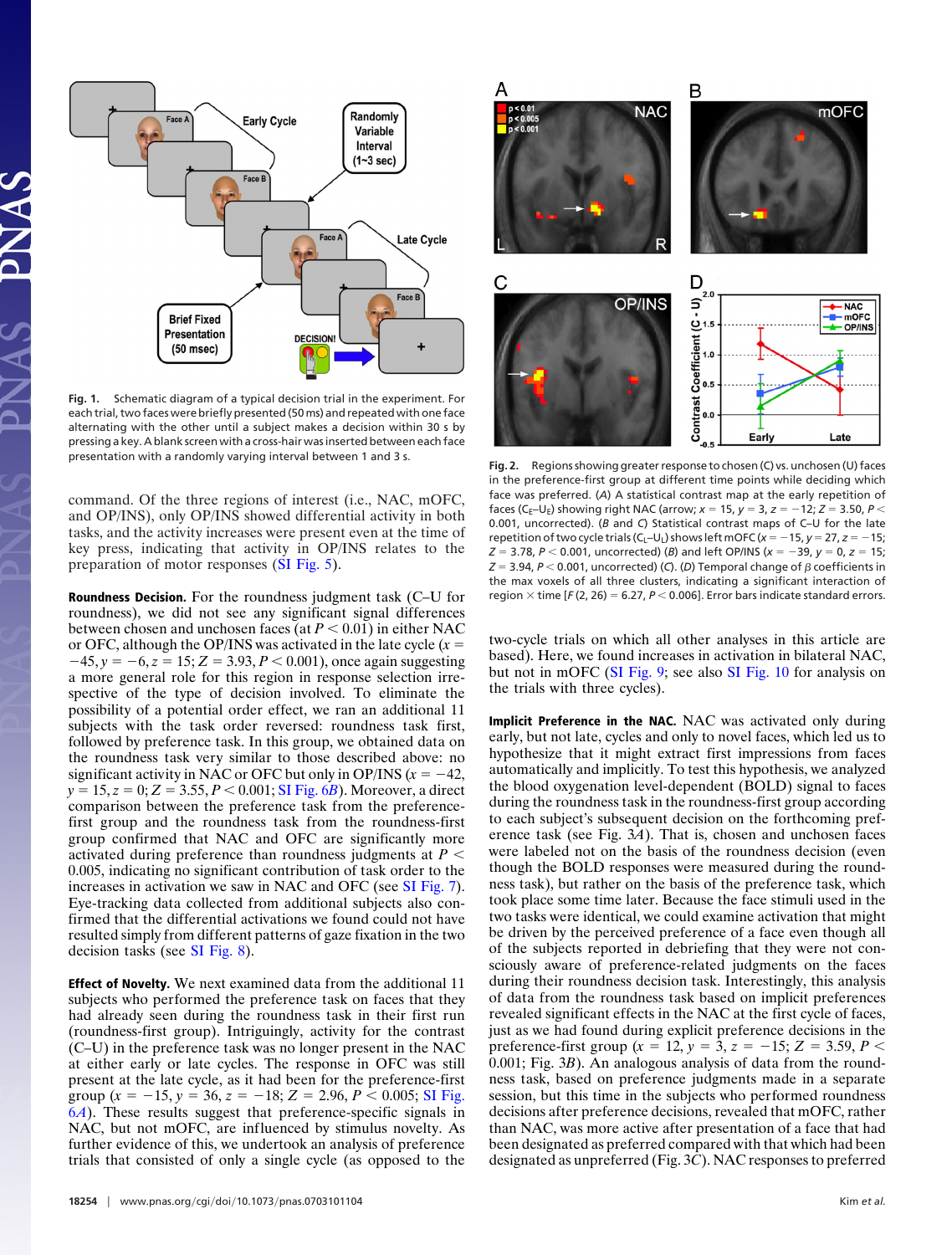Fig. 1. Schematic diagram of a typical decision trial in the experiment. For each trial, two faces were briefly presented (50 ms) and repeated with one face alternating with the other until a subject makes a decision within 30 s by pressing a key. A blank screen with a cross-hair was inserted between each face presentation with a randomly varying interval between 1 and 3 s.

command. Of the three regions of interest (i.e., NAC, mOFC, and OP/INS), only OP/INS showed differential activity in both tasks, and the activity increases were present even at the time of key press, indicating that activity in OP/INS relates to the preparation of motor responses (SI Fig. 5).

**Roundness Decision.** For the roundness judgment task (C–U for roundness), we did not see any significant signal differences between chosen and unchosen faces (at $P < 0.01$) in either NAC or OFC, although the OP/INS was activated in the late cycle ($x = -45, y = -6, z = 15$; $Z = 3.93, P < 0.001$), once again suggesting a more general role for this region in response selection irrespective of the type of decision involved. To eliminate the possibility of a potential order effect, we ran an additional 11 subjects with the task order reversed: roundness task first, followed by preference task. In this group, we obtained data on the roundness task very similar to those described above: no significant activity in NAC or OFC but only in OP/INS ($x = -42, y = 15, z = 0$; $Z = 3.55, P < 0.001$; SI Fig. 6B). Moreover, a direct comparison between the preference task from the preference-first group and the roundness task from the roundness-first group confirmed that NAC and OFC are significantly more activated during preference than roundness judgments at $P < 0.005$, indicating no significant contribution of task order to the increases in activation we saw in NAC and OFC (see SI Fig. 7). Eye-tracking data collected from additional subjects also confirmed that the differential activations we found could not have resulted simply from different patterns of gaze fixation in the two decision tasks (see SI Fig. 8).

**Effect of Novelty.** We next examined data from the additional 11 subjects who performed the preference task on faces that they had already seen during the roundness task in their first run (roundness-first group). Intriguingly, activity for the contrast (C–U) in the preference task was no longer present in the NAC at either early or late cycles. The response in OFC was still present at the late cycle, as it had been for the preference-first group ($x = -15, y = 36, z = -18$; $Z = 2.96, P < 0.005$; SI Fig. 6A). These results suggest that preference-specific signals in NAC, but not in mOFC, are influenced by stimulus novelty. As further evidence of this, we undertook an analysis of preference trials that consisted of only a single cycle (as opposed to the two-cycle trials on which all other analyses in this article are based). Here, we found increases in activation in bilateral NAC, but not in mOFC (SI Fig. 9; see also SI Fig. 10 for analysis on the trials with three cycles).

Fig. 2. Regions showing greater response to chosen (C) vs. unchosen (U) faces in the preference-first group at different time points while deciding which face was preferred. (A) A statistical contrast map at the early repetition of faces ($C_E$–$U_E$) showing right NAC (arrow; $x = 15, y = 3, z = -12$; $Z = 3.50, P < 0.001$, uncorrected). (B and C) Statistical contrast maps of C–U for the late repetition of two cycle trials ($C_L$–$U_L$) shows left mOFC ($x = -15, y = 27, z = -15$; $Z = 3.78, P < 0.001$, uncorrected) (B) and left OP/INS ($x = -39, y = 0, z = 15$; $Z = 3.94, P < 0.001$, uncorrected) (C). (D) Temporal change of $\beta$ coefficients in the max voxels of all three clusters, indicating a significant interaction of region × time [$F(2, 26) = 6.27, P < 0.006$]. Error bars indicate standard errors.

**Implicit Preference in the NAC.** NAC was activated only during early, but not late, cycles and only to novel faces, which led us to hypothesize that it might extract first impressions from faces automatically and implicitly. To test this hypothesis, we analyzed the blood oxygenation level-dependent (BOLD) signal to faces during the roundness task in the roundness-first group according to each subject's subsequent decision on the forthcoming preference task (see Fig. 3A). That is, chosen and unchosen faces were labeled not on the basis of the roundness decision (even though the BOLD responses were measured during the roundness task), but rather on the basis of the preference task, which took place some time later. Because the face stimuli used in the two tasks were identical, we could examine activation that might be driven by the perceived preference of a face even though all of the subjects reported in debriefing that they were not consciously aware of preference-related judgments on the faces during their roundness decision task. Interestingly, this analysis of data from the roundness task based on implicit preferences revealed significant effects in the NAC at the first cycle of faces, just as we had found during explicit preference decisions in the preference-first group ($x = 12, y = 3, z = -15$; $Z = 3.59, P < 0.001$; Fig. 3B). An analogous analysis of data from the roundness task, based on preference judgments made in a separate session, but this time in the subjects who performed roundness decisions after preference decisions, revealed that mOFC, rather than NAC, was more active after presentation of a face that had been designated as preferred compared with that which had been designated as unpreferred (Fig. 3C). NAC responses to preferred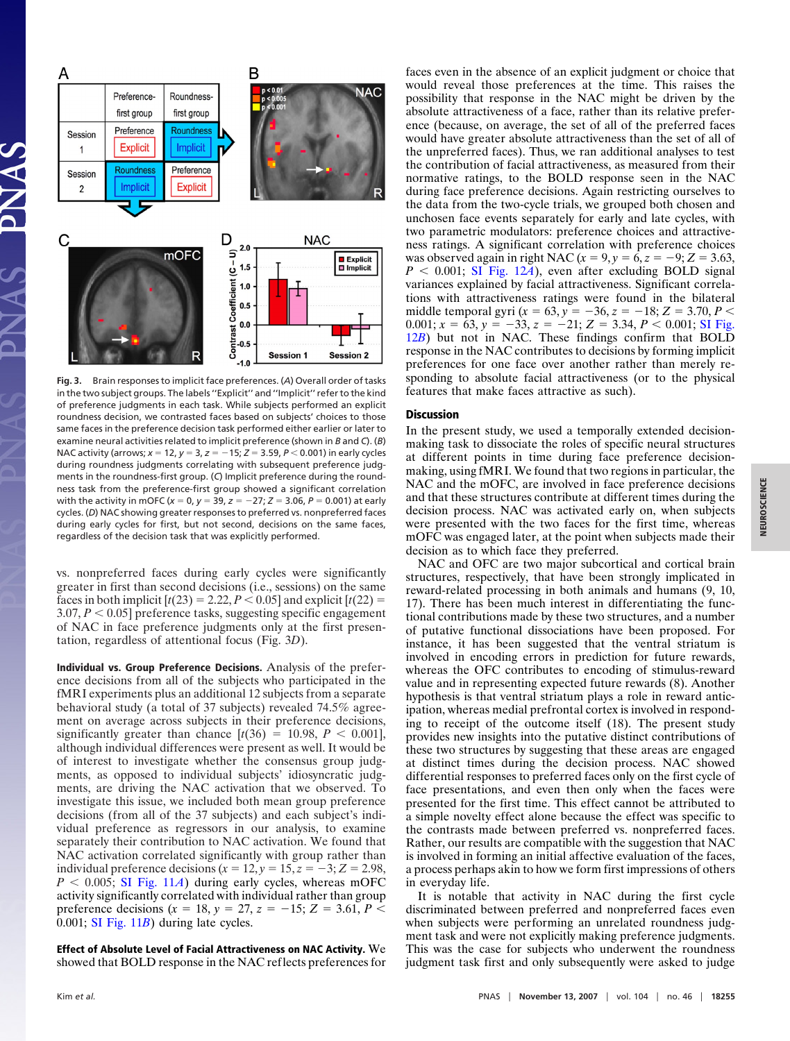Fig. 3. Brain responses to implicit face preferences. (*A*) Overall order of tasks in the two subject groups. The labels "Explicit" and "Implicit" refer to the kind of preference judgments in each task. While subjects performed an explicit roundness decision, we contrasted faces based on subjects' choices to those same faces in the preference decision task performed either earlier or later to examine neural activities related to implicit preference (shown in *B* and *C*). (*B*) NAC activity (arrows; $x = 12$, $y = 3$, $z = -15$; $Z = 3.59$, $P < 0.001$) in early cycles during roundness judgments correlating with subsequent preference judgments in the roundness-first group. (*C*) Implicit preference during the roundness task from the preference-first group showed a significant correlation with the activity in mOFC ($x = 0$, $y = 39$, $z = -27$; $Z = 3.06$, $P = 0.001$) at early cycles. (*D*) NAC showing greater responses to preferred vs. nonpreferred faces during early cycles for first, but not second, decisions on the same faces, regardless of the decision task that was explicitly performed.

vs. nonpreferred faces during early cycles were significantly greater in first than second decisions (i.e., sessions) on the same faces in both implicit [$t(23) = 2.22$, $P < 0.05$] and explicit [$t(22) = 3.07$, $P < 0.05$] preference tasks, suggesting specific engagement of NAC in face preference judgments only at the first presentation, regardless of attentional focus (Fig. 3*D*).

**Individual vs. Group Preference Decisions.** Analysis of the preference decisions from all of the subjects who participated in the fMRI experiments plus an additional 12 subjects from a separate behavioral study (a total of 37 subjects) revealed 74.5% agreement on average across subjects in their preference decisions, significantly greater than chance [$t(36) = 10.98$, $P < 0.001$], although individual differences were present as well. It would be of interest to investigate whether the consensus group judgments, as opposed to individual subjects' idiosyncratic judgments, are driving the NAC activation that we observed. To investigate this issue, we included both mean group preference decisions (from all of the 37 subjects) and each subject's individual preference as regressors in our analysis, to examine separately their contribution to NAC activation. We found that NAC activation correlated significantly with group rather than individual preference decisions ($x = 12$, $y = 15$, $z = -3$; $Z = 2.98$, $P < 0.005$; SI Fig. 11*A*) during early cycles, whereas mOFC activity significantly correlated with individual rather than group preference decisions ($x = 18$, $y = 27$, $z = -15$; $Z = 3.61$, $P < 0.001$; SI Fig. 11*B*) during late cycles.

**Effect of Absolute Level of Facial Attractiveness on NAC Activity.** We showed that BOLD response in the NAC reflects preferences for faces even in the absence of an explicit judgment or choice that would reveal those preferences at the time. This raises the possibility that response in the NAC might be driven by the absolute attractiveness of a face, rather than its relative preference (because, on average, the set of all of the preferred faces would have greater absolute attractiveness than the set of all of the unpreferred faces). Thus, we ran additional analyses to test the contribution of facial attractiveness, as measured from their normative ratings, to the BOLD response seen in the NAC during face preference decisions. Again restricting ourselves to the data from the two-cycle trials, we grouped both chosen and unchosen face events separately for early and late cycles, with two parametric modulators: preference choices and attractiveness ratings. A significant correlation with preference choices was observed again in right NAC ($x = 9$, $y = 6$, $z = -9$; $Z = 3.63$, $P < 0.001$; SI Fig. 12*A*), even after excluding BOLD signal variances explained by facial attractiveness. Significant correlations with attractiveness ratings were found in the bilateral middle temporal gyri ($x = 63$, $y = -36$, $z = -18$; $Z = 3.70$, $P < 0.001$; $x = 63$, $y = -33$, $z = -21$; $Z = 3.34$, $P < 0.001$; SI Fig. 12*B*) but not in NAC. These findings confirm that BOLD response in the NAC contributes to decisions by forming implicit preferences for one face over another rather than merely responding to absolute facial attractiveness (or to the physical features that make faces attractive as such).

## Discussion

In the present study, we used a temporally extended decision-making task to dissociate the roles of specific neural structures at different points in time during face preference decision-making, using fMRI. We found that two regions in particular, the NAC and the mOFC, are involved in face preference decisions and that these structures contribute at different times during the decision process. NAC was activated early on, when subjects were presented with the two faces for the first time, whereas mOFC was engaged later, at the point when subjects made their decision as to which face they preferred.

NAC and OFC are two major subcortical and cortical brain structures, respectively, that have been strongly implicated in reward-related processing in both animals and humans (9, 10, 17). There has been much interest in differentiating the functional contributions made by these two structures, and a number of putative functional dissociations have been proposed. For instance, it has been suggested that the ventral striatum is involved in encoding errors in prediction for future rewards, whereas the OFC contributes to encoding of stimulus-reward value and in representing expected future rewards (8). Another hypothesis is that ventral striatum plays a role in reward anticipation, whereas medial prefrontal cortex is involved in responding to receipt of the outcome itself (18). The present study provides new insights into the putative distinct contributions of these two structures by suggesting that these areas are engaged at distinct times during the decision process. NAC showed differential responses to preferred faces only on the first cycle of face presentations, and even then only when the faces were presented for the first time. This effect cannot be attributed to a simple novelty effect alone because the effect was specific to the contrasts made between preferred vs. nonpreferred faces. Rather, our results are compatible with the suggestion that NAC is involved in forming an initial affective evaluation of the faces, a process perhaps akin to how we form first impressions of others in everyday life.

It is notable that activity in NAC during the first cycle discriminated between preferred and nonpreferred faces even when subjects were performing an unrelated roundness judgment task and were not explicitly making preference judgments. This was the case for subjects who underwent the roundness judgment task first and only subsequently were asked to judge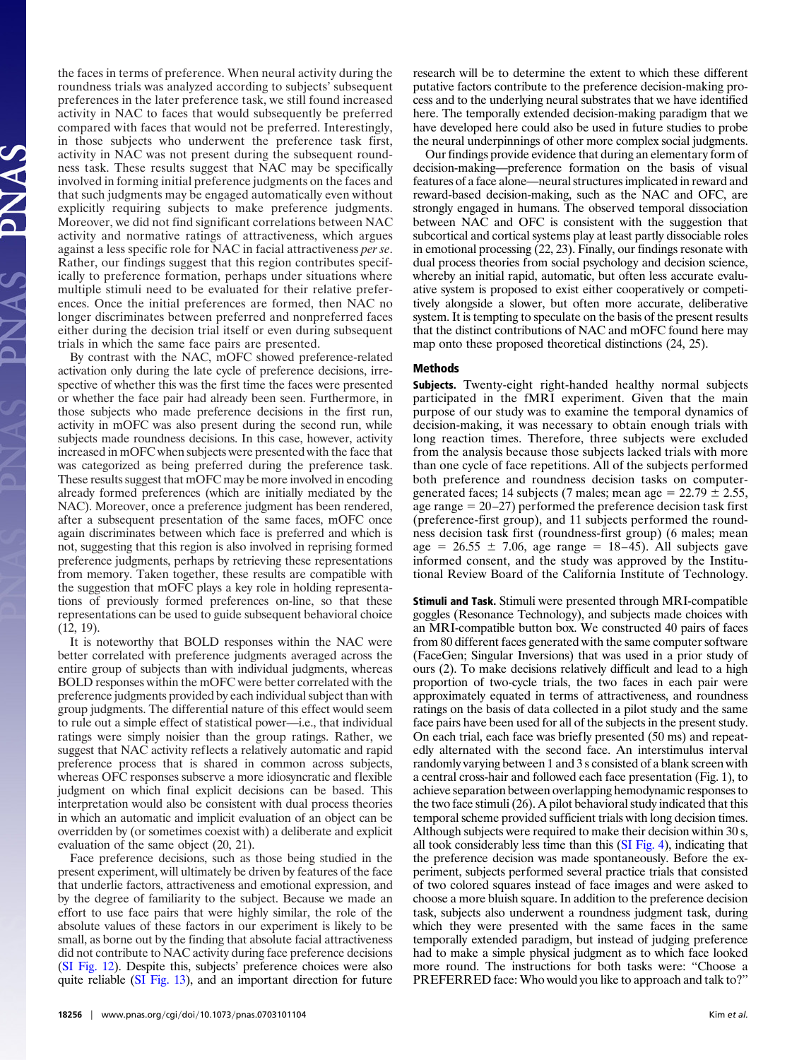the faces in terms of preference. When neural activity during the roundness trials was analyzed according to subjects' subsequent preferences in the later preference task, we still found increased activity in NAC to faces that would subsequently be preferred compared with faces that would not be preferred. Interestingly, in those subjects who underwent the preference task first, activity in NAC was not present during the subsequent roundness task. These results suggest that NAC may be specifically involved in forming initial preference judgments on the faces and that such judgments may be engaged automatically even without explicitly requiring subjects to make preference judgments. Moreover, we did not find significant correlations between NAC activity and normative ratings of attractiveness, which argues against a less specific role for NAC in facial attractiveness *per se*. Rather, our findings suggest that this region contributes specifically to preference formation, perhaps under situations where multiple stimuli need to be evaluated for their relative preferences. Once the initial preferences are formed, then NAC no longer discriminates between preferred and nonpreferred faces either during the decision trial itself or even during subsequent trials in which the same face pairs are presented.

By contrast with the NAC, mOFC showed preference-related activation only during the late cycle of preference decisions, irrespective of whether this was the first time the faces were presented or whether the face pair had already been seen. Furthermore, in those subjects who made preference decisions in the first run, activity in mOFC was also present during the second run, while subjects made roundness decisions. In this case, however, activity increased in mOFC when subjects were presented with the face that was categorized as being preferred during the preference task. These results suggest that mOFC may be more involved in encoding already formed preferences (which are initially mediated by the NAC). Moreover, once a preference judgment has been rendered, after a subsequent presentation of the same faces, mOFC once again discriminates between which face is preferred and which is not, suggesting that this region is also involved in reprising formed preference judgments, perhaps by retrieving these representations from memory. Taken together, these results are compatible with the suggestion that mOFC plays a key role in holding representations of previously formed preferences on-line, so that these representations can be used to guide subsequent behavioral choice (12, 19).

It is noteworthy that BOLD responses within the NAC were better correlated with preference judgments averaged across the entire group of subjects than with individual judgments, whereas BOLD responses within the mOFC were better correlated with the preference judgments provided by each individual subject than with group judgments. The differential nature of this effect would seem to rule out a simple effect of statistical power—i.e., that individual ratings were simply noisier than the group ratings. Rather, we suggest that NAC activity reflects a relatively automatic and rapid preference process that is shared in common across subjects, whereas OFC responses subserve a more idiosyncratic and flexible judgment on which final explicit decisions can be based. This interpretation would also be consistent with dual process theories in which an automatic and implicit evaluation of an object can be overridden by (or sometimes coexist with) a deliberate and explicit evaluation of the same object (20, 21).

Face preference decisions, such as those being studied in the present experiment, will ultimately be driven by features of the face that underlie factors, attractiveness and emotional expression, and by the degree of familiarity to the subject. Because we made an effort to use face pairs that were highly similar, the role of the absolute values of these factors in our experiment is likely to be small, as borne out by the finding that absolute facial attractiveness did not contribute to NAC activity during face preference decisions (SI Fig. 12). Despite this, subjects' preference choices were also quite reliable (SI Fig. 13), and an important direction for future research will be to determine the extent to which these different putative factors contribute to the preference decision-making process and to the underlying neural substrates that we have identified here. The temporally extended decision-making paradigm that we have developed here could also be used in future studies to probe the neural underpinnings of other more complex social judgments.

Our findings provide evidence that during an elementary form of decision-making—preference formation on the basis of visual features of a face alone—neural structures implicated in reward and reward-based decision-making, such as the NAC and OFC, are strongly engaged in humans. The observed temporal dissociation between NAC and OFC is consistent with the suggestion that subcortical and cortical systems play at least partly dissociable roles in emotional processing (22, 23). Finally, our findings resonate with dual process theories from social psychology and decision science, whereby an initial rapid, automatic, but often less accurate evaluative system is proposed to exist either cooperatively or competitively alongside a slower, but often more accurate, deliberative system. It is tempting to speculate on the basis of the present results that the distinct contributions of NAC and mOFC found here may map onto these proposed theoretical distinctions (24, 25).

## Methods

**Subjects.** Twenty-eight right-handed healthy normal subjects participated in the fMRI experiment. Given that the main purpose of our study was to examine the temporal dynamics of decision-making, it was necessary to obtain enough trials with long reaction times. Therefore, three subjects were excluded from the analysis because those subjects lacked trials with more than one cycle of face repetitions. All of the subjects performed both preference and roundness decision tasks on computer-generated faces; 14 subjects (7 males; mean age = $22.79 \pm 2.55$, age range = 20–27) performed the preference decision task first (preference-first group), and 11 subjects performed the roundness decision task first (roundness-first group) (6 males; mean age = $26.55 \pm 7.06$, age range = 18–45). All subjects gave informed consent, and the study was approved by the Institutional Review Board of the California Institute of Technology.

**Stimuli and Task.** Stimuli were presented through MRI-compatible goggles (Resonance Technology), and subjects made choices with an MRI-compatible button box. We constructed 40 pairs of faces from 80 different faces generated with the same computer software (FaceGen; Singular Inversions) that was used in a prior study of ours (2). To make decisions relatively difficult and lead to a high proportion of two-cycle trials, the two faces in each pair were approximately equated in terms of attractiveness, and roundness ratings on the basis of data collected in a pilot study and the same face pairs have been used for all of the subjects in the present study. On each trial, each face was briefly presented (50 ms) and repeatedly alternated with the second face. An interstimulus interval randomly varying between 1 and 3 s consisted of a blank screen with a central cross-hair and followed each face presentation (Fig. 1), to achieve separation between overlapping hemodynamic responses to the two face stimuli (26). A pilot behavioral study indicated that this temporal scheme provided sufficient trials with long decision times. Although subjects were required to make their decision within 30 s, all took considerably less time than this (SI Fig. 4), indicating that the preference decision was made spontaneously. Before the experiment, subjects performed several practice trials that consisted of two colored squares instead of face images and were asked to choose a more bluish square. In addition to the preference decision task, subjects also underwent a roundness judgment task, during which they were presented with the same faces in the same temporally extended paradigm, but instead of judging preference had to make a simple physical judgment as to which face looked more round. The instructions for both tasks were: "Choose a PREFERRED face: Who would you like to approach and talk to?"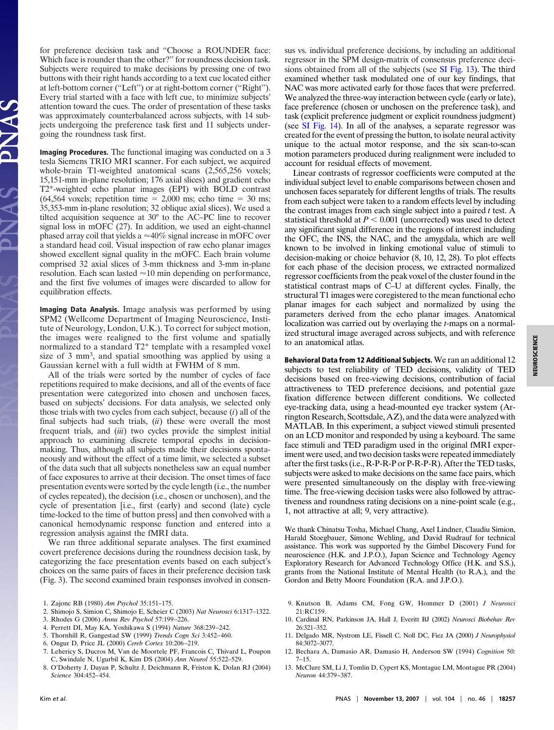for preference decision task and "Choose a ROUNDER face: Which face is rounder than the other?" for roundness decision task. Subjects were required to make decisions by pressing one of two buttons with their right hands according to a text cue located either at left-bottom corner ("Left") or at right-bottom corner ("Right"). Every trial started with a face with left cue, to minimize subjects' attention toward the cues. The order of presentation of these tasks was approximately counterbalanced across subjects, with 14 subjects undergoing the preference task first and 11 subjects undergoing the roundness task first.

**Imaging Procedures.** The functional imaging was conducted on a 3 tesla Siemens TRIO MRI scanner. For each subject, we acquired whole-brain T1-weighted anatomical scans (2,565,256 voxels; 15,151-mm in-plane resolution; 176 axial slices) and gradient echo T2*-weighted echo planar images (EPI) with BOLD contrast (64,564 voxels; repetition time = 2,000 ms; echo time = 30 ms; 35,353-mm in-plane resolution; 32 oblique axial slices). We used a tilted acquisition sequence at 30° to the AC–PC line to recover signal loss in mOFC (27). In addition, we used an eight-channel phased array coil that yields a ≈40% signal increase in mOFC over a standard head coil. Visual inspection of raw echo planar images showed excellent signal quality in the mOFC. Each brain volume comprised 32 axial slices of 3-mm thickness and 3-mm in-plane resolution. Each scan lasted ≈10 min depending on performance, and the first five volumes of images were discarded to allow for equilibration effects.

**Imaging Data Analysis.** Image analysis was performed by using SPM2 (Wellcome Department of Imaging Neuroscience, Institute of Neurology, London, U.K.). To correct for subject motion, the images were realigned to the first volume and spatially normalized to a standard T2* template with a resampled voxel size of 3 mm$^3$, and spatial smoothing was applied by using a Gaussian kernel with a full width at FWHM of 8 mm.

All of the trials were sorted by the number of cycles of face repetitions required to make decisions, and all of the events of face presentation were categorized into chosen and unchosen faces, based on subjects' decisions. For data analysis, we selected only those trials with two cycles from each subject, because (*i*) all of the final subjects had such trials, (*ii*) these were overall the most frequent trials, and (*iii*) two cycles provide the simplest initial approach to examining discrete temporal epochs in decision-making. Thus, although all subjects made their decisions spontaneously and without the effect of a time limit, we selected a subset of the data such that all subjects nonetheless saw an equal number of face exposures to arrive at their decision. The onset times of face presentation events were sorted by the cycle length (i.e., the number of cycles repeated), the decision (i.e., chosen or unchosen), and the cycle of presentation [i.e., first (early) and second (late) cycle time-locked to the time of button press] and then convolved with a canonical hemodynamic response function and entered into a regression analysis against the fMRI data.

We ran three additional separate analyses. The first examined covert preference decisions during the roundness decision task, by categorizing the face presentation events based on each subject's choices on the same pairs of faces in their preference decision task (Fig. 3). The second examined brain responses involved in consensus vs. individual preference decisions, by including an additional regressor in the SPM design-matrix of consensus preference decisions obtained from all of the subjects (see SI Fig. 13). The third examined whether task modulated one of our key findings, that NAC was more activated early for those faces that were preferred. We analyzed the three-way interaction between cycle (early or late), face preference (chosen or unchosen on the preference task), and task (explicit preference judgment or explicit roundness judgment) (see SI Fig. 14). In all of the analyses, a separate regressor was created for the event of pressing the button, to isolate neural activity unique to the actual motor response, and the six scan-to-scan motion parameters produced during realignment were included to account for residual effects of movement.

Linear contrasts of regressor coefficients were computed at the individual subject level to enable comparisons between chosen and unchosen faces separately for different lengths of trials. The results from each subject were taken to a random effects level by including the contrast images from each single subject into a paired $t$ test. A statistical threshold at $P < 0.001$ (uncorrected) was used to detect any significant signal difference in the regions of interest including the OFC, the INS, the NAC, and the amygdala, which are well known to be involved in linking emotional value of stimuli to decision-making or choice behavior (8, 10, 12, 28). To plot effects for each phase of the decision process, we extracted normalized regressor coefficients from the peak voxel of the cluster found in the statistical contrast maps of C–U at different cycles. Finally, the structural T1 images were coregistered to the mean functional echo planar images for each subject and normalized by using the parameters derived from the echo planar images. Anatomical localization was carried out by overlaying the $t$-maps on a normalized structural image averaged across subjects, and with reference to an anatomical atlas.

**Behavioral Data from 12 Additional Subjects.** We ran an additional 12 subjects to test reliability of TED decisions, validity of TED decisions based on free-viewing decisions, contribution of facial attractiveness to TED preference decisions, and potential gaze fixation difference between different conditions. We collected eye-tracking data, using a head-mounted eye tracker system (Arrington Research, Scottsdale, AZ), and the data were analyzed with MATLAB. In this experiment, a subject viewed stimuli presented on an LCD monitor and responded by using a keyboard. The same face stimuli and TED paradigm used in the original fMRI experiment were used, and two decision tasks were repeated immediately after the first tasks (i.e., R-P-R-P or P-R-P-R). After the TED tasks, subjects were asked to make decisions on the same face pairs, which were presented simultaneously on the display with free-viewing time. The free-viewing decision tasks were also followed by attractiveness and roundness rating decisions on a nine-point scale (e.g., 1, not attractive at all; 9, very attractive).

We thank Chinatsu Tosha, Michael Chang, Axel Lindner, Claudiu Simion, Harald Stoegbauer, Simone Wehling, and David Rudrauf for technical assistance. This work was supported by the Gimbel Discovery Fund for neuroscience (H.K. and J.P.O.), Japan Science and Technology Agency Exploratory Research for Advanced Technology Office (H.K. and S.S.), grants from the National Institute of Mental Health (to R.A.), and the Gordon and Betty Moore Foundation (R.A. and J.P.O.).

1. Zajonc RB (1980) *Am Psychol* 35:151–175.
2. Shimojo S, Simion C, Shimojo E, Scheier C (2003) *Nat Neurosci* 6:1317–1322.
3. Rhodes G (2006) *Annu Rev Psychol* 57:199–226.
4. Perrett DI, May KA, Yoshikawa S (1994) *Nature* 368:239–242.
5. Thornhill R, Gangestad SW (1999) *Trends Cogn Sci* 3:452–460.
6. Ongur D, Price JL (2000) *Cereb Cortex* 10:206–219.
7. Lehericy S, Ducros M, Van de Moortele PF, Francois C, Thivard L, Poupon C, Swindale N, Ugurbil K, Kim DS (2004) *Ann Neurol* 55:522–529.
8. O'Doherty J, Dayan P, Schultz J, Deichmann R, Friston K, Dolan RJ (2004) *Science* 304:452–454.
9. Knutson B, Adams CM, Fong GW, Hommer D (2001) *J Neurosci* 21:RC159.
10. Cardinal RN, Parkinson JA, Hall J, Everitt BJ (2002) *Neurosci Biobehav Rev* 26:321–352.
11. Delgado MR, Nystrom LE, Fissell C, Noll DC, Fiez JA (2000) *J Neurophysiol* 84:3072–3077.
12. Bechara A, Damasio AR, Damasio H, Anderson SW (1994) *Cognition* 50: 7–15.
13. McClure SM, Li J, Tomlin D, Cypert KS, Montague LM, Montague PR (2004) *Neuron* 44:379–387.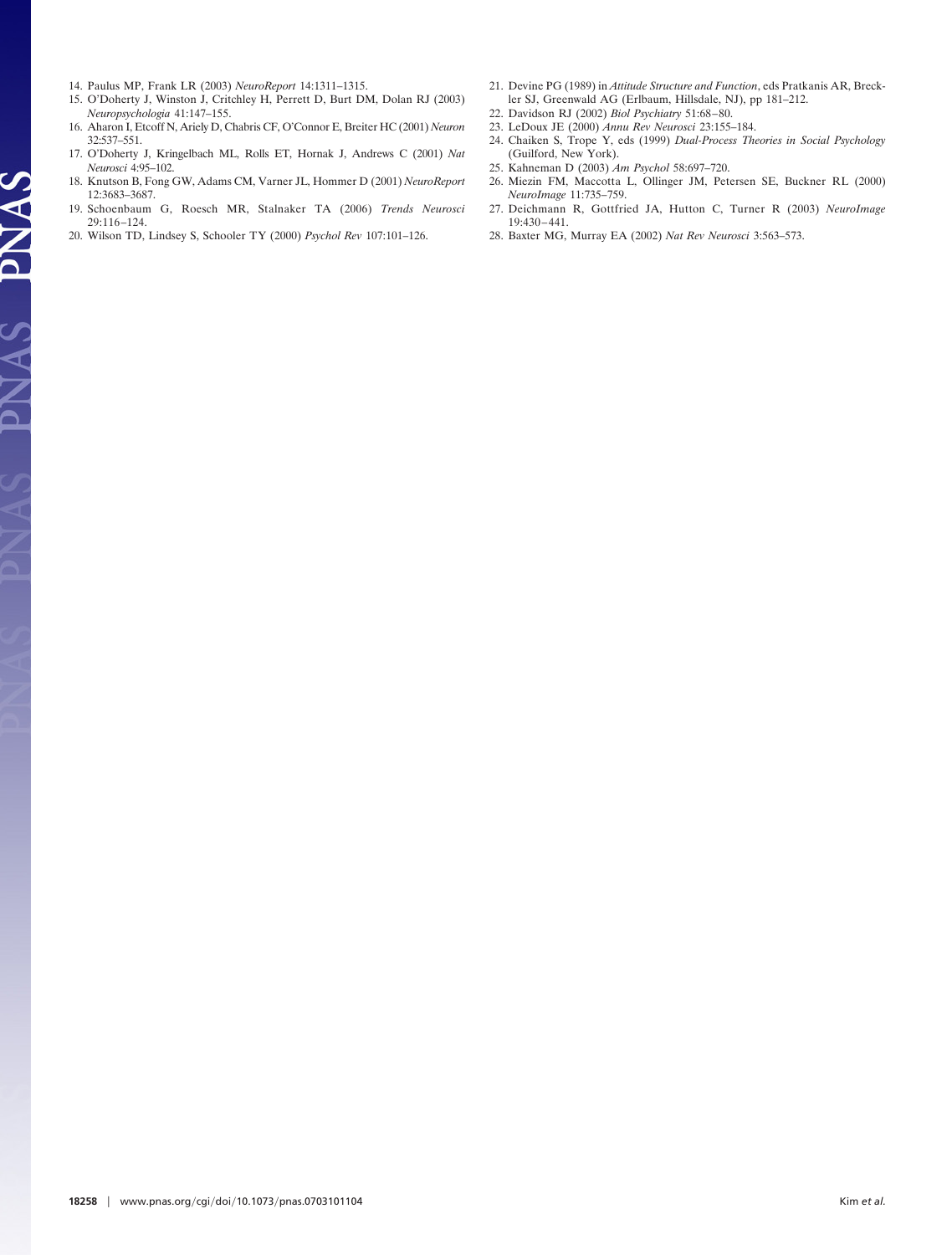14. Paulus MP, Frank LR (2003) *NeuroReport* 14:1311–1315.
15. O'Doherty J, Winston J, Critchley H, Perrett D, Burt DM, Dolan RJ (2003) *Neuropsychologia* 41:147–155.
16. Aharon I, Etcoff N, Ariely D, Chabris CF, O'Connor E, Breiter HC (2001) *Neuron* 32:537–551.
17. O'Doherty J, Kringelbach ML, Rolls ET, Hornak J, Andrews C (2001) *Nat Neurosci* 4:95–102.
18. Knutson B, Fong GW, Adams CM, Varner JL, Hommer D (2001) *NeuroReport* 12:3683–3687.
19. Schoenbaum G, Roesch MR, Stalnaker TA (2006) *Trends Neurosci* 29:116–124.
20. Wilson TD, Lindsey S, Schooler TY (2000) *Psychol Rev* 107:101–126.
21. Devine PG (1989) in *Attitude Structure and Function*, eds Pratkanis AR, Breckler SJ, Greenwald AG (Erlbaum, Hillsdale, NJ), pp 181–212.
22. Davidson RJ (2002) *Biol Psychiatry* 51:68–80.
23. LeDoux JE (2000) *Annu Rev Neurosci* 23:155–184.
24. Chaiken S, Trope Y, eds (1999) *Dual-Process Theories in Social Psychology* (Guilford, New York).
25. Kahneman D (2003) *Am Psychol* 58:697–720.
26. Miezin FM, Maccotta L, Ollinger JM, Petersen SE, Buckner RL (2000) *NeuroImage* 11:735–759.
27. Deichmann R, Gottfried JA, Hutton C, Turner R (2003) *NeuroImage* 19:430–441.
28. Baxter MG, Murray EA (2002) *Nat Rev Neurosci* 3:563–573.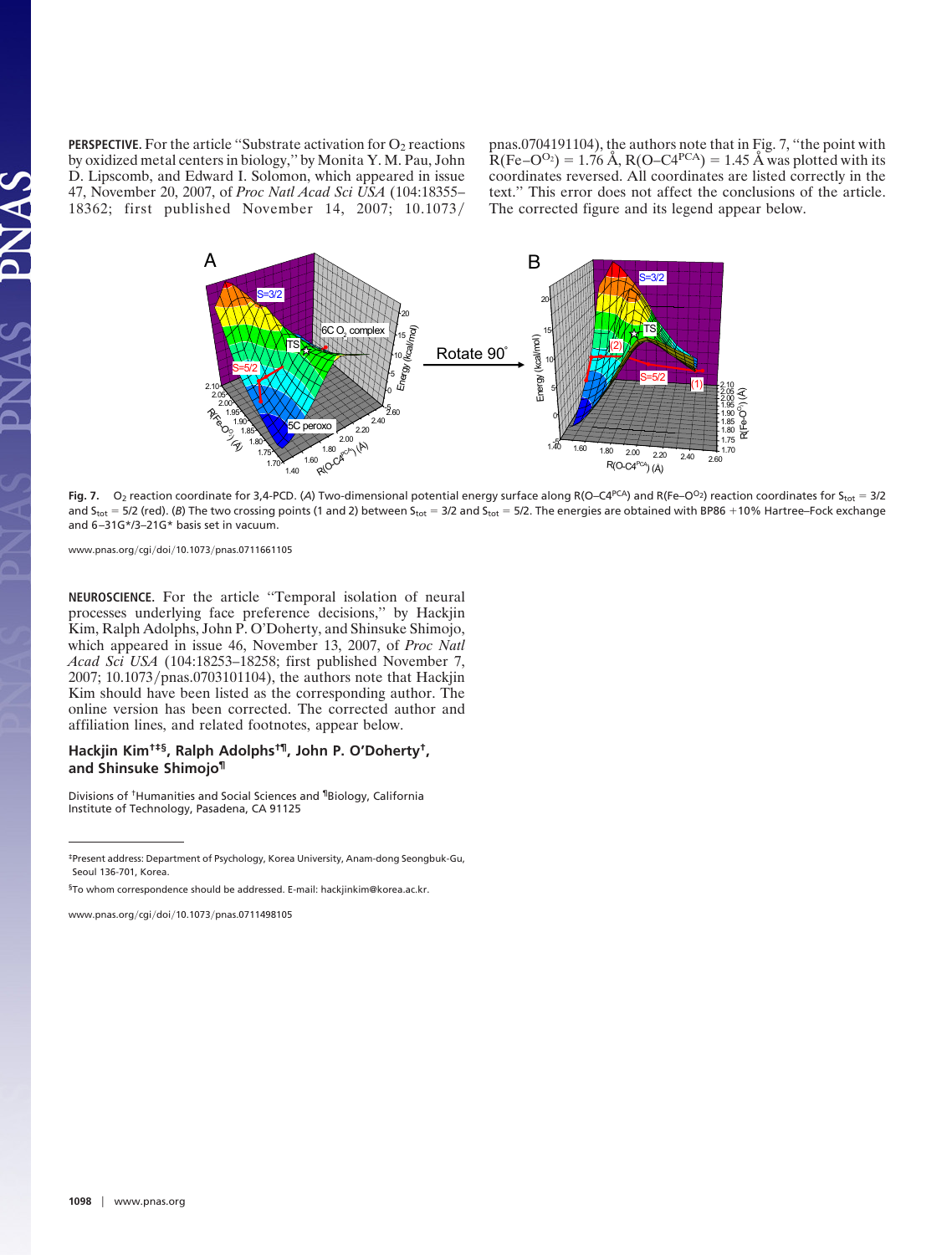**PERSPECTIVE.** For the article "Substrate activation for $O_2$ reactions by oxidized metal centers in biology," by Monita Y. M. Pau, John D. Lipscomb, and Edward I. Solomon, which appeared in issue 47, November 20, 2007, of *Proc Natl Acad Sci USA* (104:18355–18362; first published November 14, 2007; 10.1073/pnas.0704191104), the authors note that in Fig. 7, "the point with $R(Fe–O^{O_2}) = 1.76$ Å, $R(O–C4^{PCA}) = 1.45$ Å was plotted with its coordinates reversed. All coordinates are listed correctly in the text." This error does not affect the conclusions of the article. The corrected figure and its legend appear below.

A

S=3/2
6C $O_2$ complex
TS
S=5/2
5C peroxo
Energy (kcal/mol)
20
15
10
5
0
-5
R(Fe-$O^{O_2}$) (Å)
2.10
2.05
2.00
1.95
1.90
1.85
1.80
1.75
1.70
R(O-$C4^{PCA}$) (Å)
1.40
1.60
1.80
2.00
2.20
2.40
2.60

Rotate 90°

B

S=3/2
TS
(2)
S=5/2
(1)
Energy (kcal/mol)
20
15
10
5
0
-5
R(O-$C4^{PCA}$) (Å)
1.40
1.60
1.80
2.00
2.20
2.40
2.60
R(Fe-$O^{O_2}$) (Å)
2.10
2.05
2.00
1.95
1.90
1.85
1.80
1.75
1.70

**Fig. 7.** $O_2$ reaction coordinate for 3,4-PCD. (*A*) Two-dimensional potential energy surface along $R(O–C4^{PCA})$ and $R(Fe–O^{O_2})$ reaction coordinates for $S_{tot} = 3/2$ and $S_{tot} = 5/2$ (red). (*B*) The two crossing points (1 and 2) between $S_{tot} = 3/2$ and $S_{tot} = 5/2$. The energies are obtained with BP86 +10% Hartree–Fock exchange and 6–31G*/3–21G* basis set in vacuum.

www.pnas.org/cgi/doi/10.1073/pnas.0711661105

**NEUROSCIENCE.** For the article "Temporal isolation of neural processes underlying face preference decisions," by Hackjin Kim, Ralph Adolphs, John P. O'Doherty, and Shinsuke Shimojo, which appeared in issue 46, November 13, 2007, of *Proc Natl Acad Sci USA* (104:18253–18258; first published November 7, 2007; 10.1073/pnas.0703101104), the authors note that Hackjin Kim should have been listed as the corresponding author. The online version has been corrected. The corrected author and affiliation lines, and related footnotes, appear below.

**Hackjin Kim[†‡§], Ralph Adolphs[†¶], John P. O'Doherty[†], and Shinsuke Shimojo[¶]**

Divisions of [†]Humanities and Social Sciences and [¶]Biology, California Institute of Technology, Pasadena, CA 91125

[‡]Present address: Department of Psychology, Korea University, Anam-dong Seongbuk-Gu, Seoul 136-701, Korea.

[§]To whom correspondence should be addressed. E-mail: hackjinkim@korea.ac.kr.

www.pnas.org/cgi/doi/10.1073/pnas.0711498105